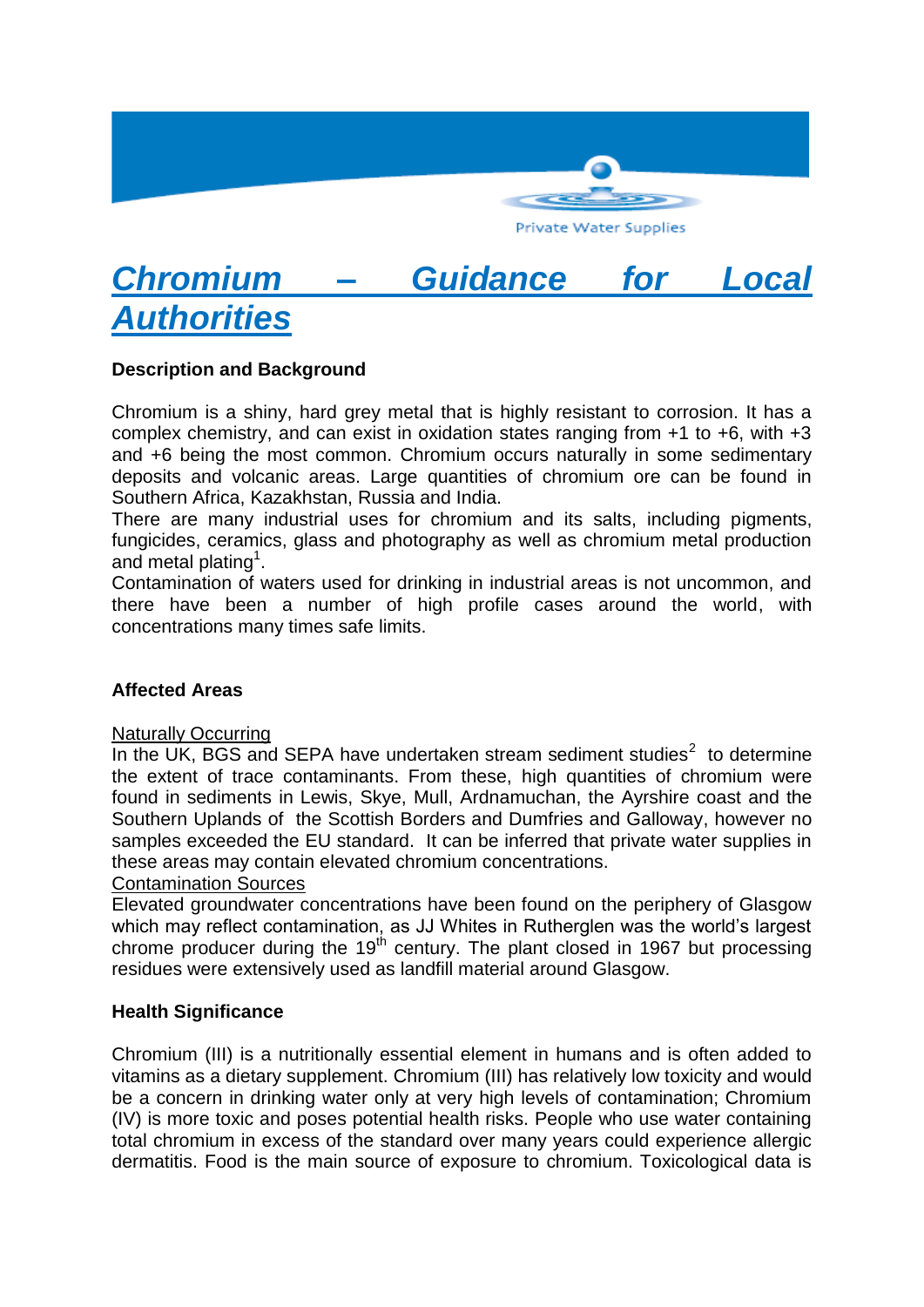Private Water Supplies

# *Chromium – Guidance for Local Authorities*

## Description and Background

Chromium is a shiny, hard grey metal that is highly resistant to corrosion. It has a complex chemistry, and can exist in oxidation states ranging from +1 to +6, with +3 and +6 being the most common. Chromium occurs naturally in some sedimentary deposits and volcanic areas. Large quantities of chromium ore can be found in Southern Africa, Kazakhstan, Russia and India.

There are many industrial uses for chromium and its salts, including pigments, fungicides, ceramics, glass and photography as well as chromium metal production and metal plating[1].

Contamination of waters used for drinking in industrial areas is not uncommon, and there have been a number of high profile cases around the world, with concentrations many times safe limits.

## Affected Areas

<u>Naturally Occurring</u>

In the UK, BGS and SEPA have undertaken stream sediment studies[2] to determine the extent of trace contaminants. From these, high quantities of chromium were found in sediments in Lewis, Skye, Mull, Ardnamuchan, the Ayrshire coast and the Southern Uplands of the Scottish Borders and Dumfries and Galloway, however no samples exceeded the EU standard. It can be inferred that private water supplies in these areas may contain elevated chromium concentrations.

<u>Contamination Sources</u>

Elevated groundwater concentrations have been found on the periphery of Glasgow which may reflect contamination, as JJ Whites in Rutherglen was the world's largest chrome producer during the 19th century. The plant closed in 1967 but processing residues were extensively used as landfill material around Glasgow.

## Health Significance

Chromium (III) is a nutritionally essential element in humans and is often added to vitamins as a dietary supplement. Chromium (III) has relatively low toxicity and would be a concern in drinking water only at very high levels of contamination; Chromium (IV) is more toxic and poses potential health risks. People who use water containing total chromium in excess of the standard over many years could experience allergic dermatitis. Food is the main source of exposure to chromium. Toxicological data is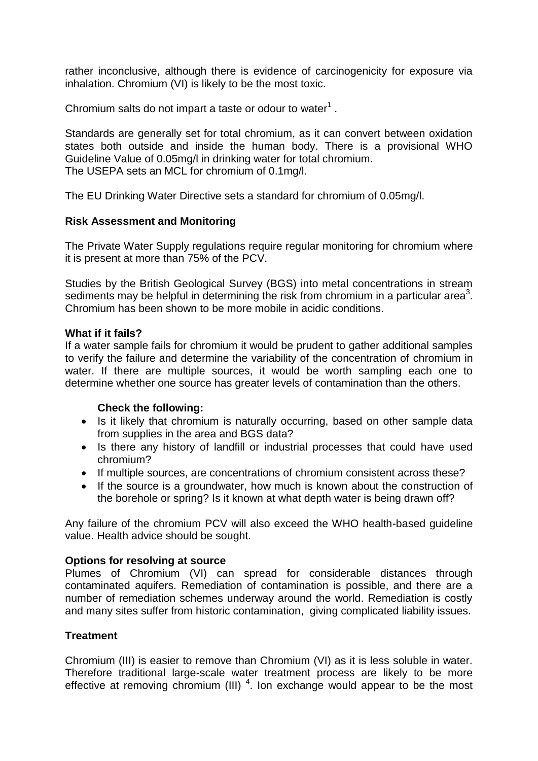rather inconclusive, although there is evidence of carcinogenicity for exposure via inhalation. Chromium (VI) is likely to be the most toxic.

Chromium salts do not impart a taste or odour to water[1] .

Standards are generally set for total chromium, as it can convert between oxidation states both outside and inside the human body. There is a provisional WHO Guideline Value of 0.05mg/l in drinking water for total chromium.
The USEPA sets an MCL for chromium of 0.1mg/l.

The EU Drinking Water Directive sets a standard for chromium of 0.05mg/l.

**Risk Assessment and Monitoring**

The Private Water Supply regulations require regular monitoring for chromium where it is present at more than 75% of the PCV.

Studies by the British Geological Survey (BGS) into metal concentrations in stream sediments may be helpful in determining the risk from chromium in a particular area[3]. Chromium has been shown to be more mobile in acidic conditions.

**What if it fails?**
If a water sample fails for chromium it would be prudent to gather additional samples to verify the failure and determine the variability of the concentration of chromium in water. If there are multiple sources, it would be worth sampling each one to determine whether one source has greater levels of contamination than the others.

**Check the following:**

- Is it likely that chromium is naturally occurring, based on other sample data from supplies in the area and BGS data?
- Is there any history of landfill or industrial processes that could have used chromium?
- If multiple sources, are concentrations of chromium consistent across these?
- If the source is a groundwater, how much is known about the construction of the borehole or spring? Is it known at what depth water is being drawn off?

Any failure of the chromium PCV will also exceed the WHO health-based guideline value. Health advice should be sought.

**Options for resolving at source**
Plumes of Chromium (VI) can spread for considerable distances through contaminated aquifers. Remediation of contamination is possible, and there are a number of remediation schemes underway around the world. Remediation is costly and many sites suffer from historic contamination, giving complicated liability issues.

**Treatment**

Chromium (III) is easier to remove than Chromium (VI) as it is less soluble in water. Therefore traditional large-scale water treatment process are likely to be more effective at removing chromium (III) [4]. Ion exchange would appear to be the most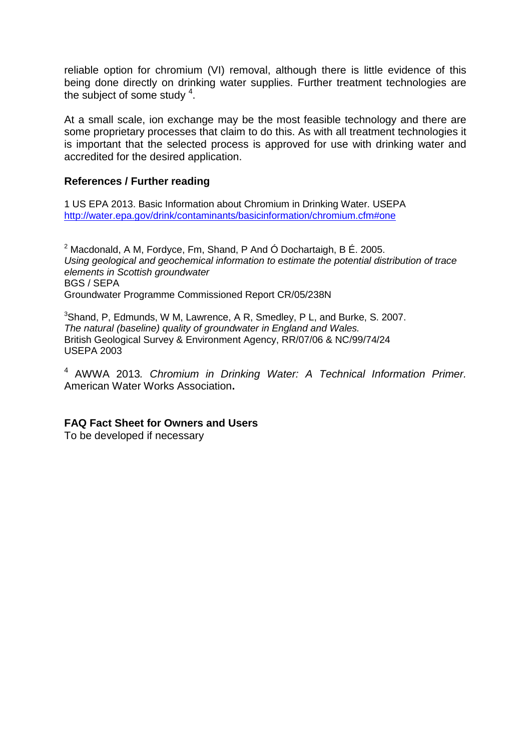reliable option for chromium (VI) removal, although there is little evidence of this being done directly on drinking water supplies. Further treatment technologies are the subject of some study [4].

At a small scale, ion exchange may be the most feasible technology and there are some proprietary processes that claim to do this. As with all treatment technologies it is important that the selected process is approved for use with drinking water and accredited for the desired application.

**References / Further reading**

1 US EPA 2013. Basic Information about Chromium in Drinking Water. USEPA http://water.epa.gov/drink/contaminants/basicinformation/chromium.cfm#one

[2] Macdonald, A M, Fordyce, Fm, Shand, P And Ó Dochartaigh, B É. 2005.
*Using geological and geochemical information to estimate the potential distribution of trace elements in Scottish groundwater*
BGS / SEPA
Groundwater Programme Commissioned Report CR/05/238N

[3]Shand, P, Edmunds, W M, Lawrence, A R, Smedley, P L, and Burke, S. 2007.
*The natural (baseline) quality of groundwater in England and Wales.*
British Geological Survey & Environment Agency, RR/07/06 & NC/99/74/24
USEPA 2003

[4] AWWA 2013*. Chromium in Drinking Water: A Technical Information Primer.* American Water Works Association**.**

**FAQ Fact Sheet for Owners and Users**
To be developed if necessary